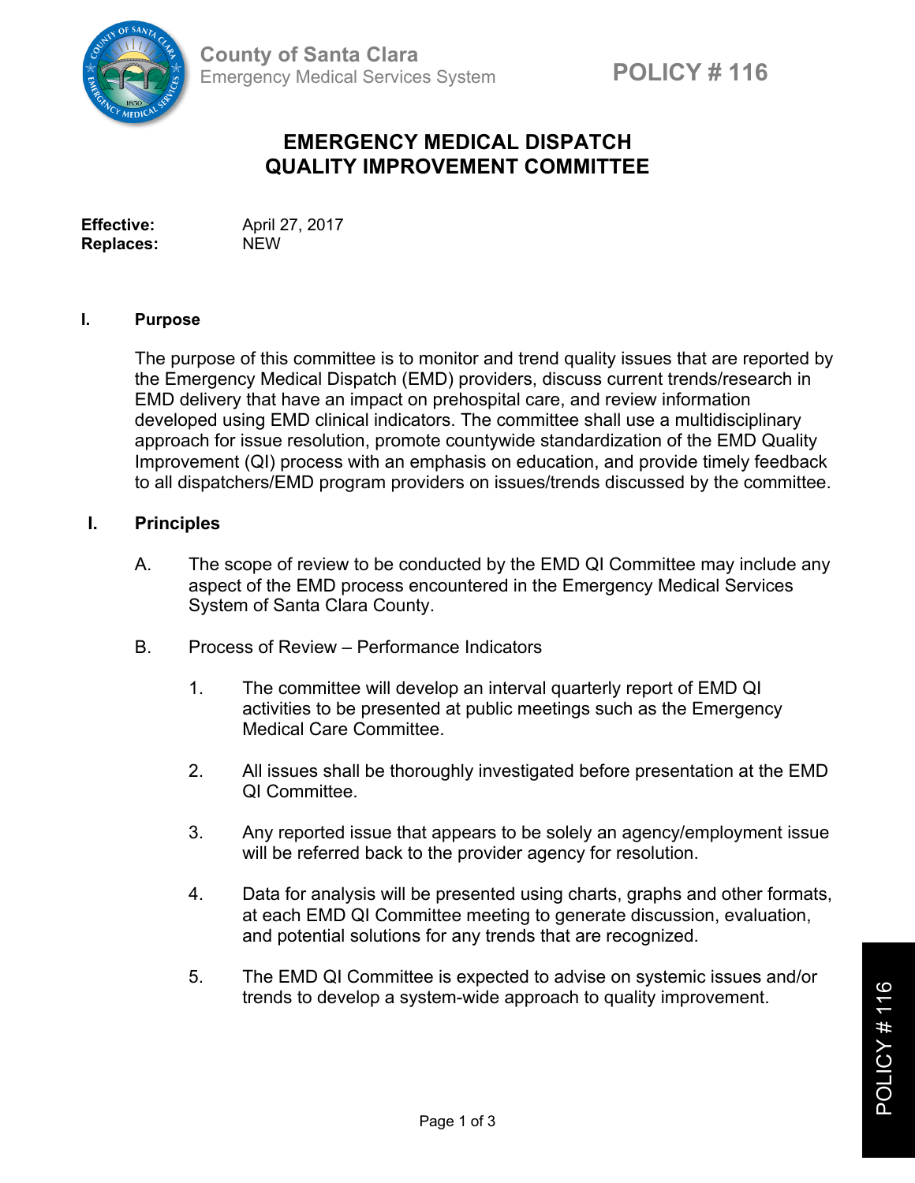County of Santa Clara
Emergency Medical Services System

POLICY # 116

# EMERGENCY MEDICAL DISPATCH QUALITY IMPROVEMENT COMMITTEE

**Effective:** April 27, 2017
**Replaces:** NEW

## I. Purpose

The purpose of this committee is to monitor and trend quality issues that are reported by the Emergency Medical Dispatch (EMD) providers, discuss current trends/research in EMD delivery that have an impact on prehospital care, and review information developed using EMD clinical indicators. The committee shall use a multidisciplinary approach for issue resolution, promote countywide standardization of the EMD Quality Improvement (QI) process with an emphasis on education, and provide timely feedback to all dispatchers/EMD program providers on issues/trends discussed by the committee.

## I. Principles

A. The scope of review to be conducted by the EMD QI Committee may include any aspect of the EMD process encountered in the Emergency Medical Services System of Santa Clara County.

B. Process of Review – Performance Indicators

1. The committee will develop an interval quarterly report of EMD QI activities to be presented at public meetings such as the Emergency Medical Care Committee.

2. All issues shall be thoroughly investigated before presentation at the EMD QI Committee.

3. Any reported issue that appears to be solely an agency/employment issue will be referred back to the provider agency for resolution.

4. Data for analysis will be presented using charts, graphs and other formats, at each EMD QI Committee meeting to generate discussion, evaluation, and potential solutions for any trends that are recognized.

5. The EMD QI Committee is expected to advise on systemic issues and/or trends to develop a system-wide approach to quality improvement.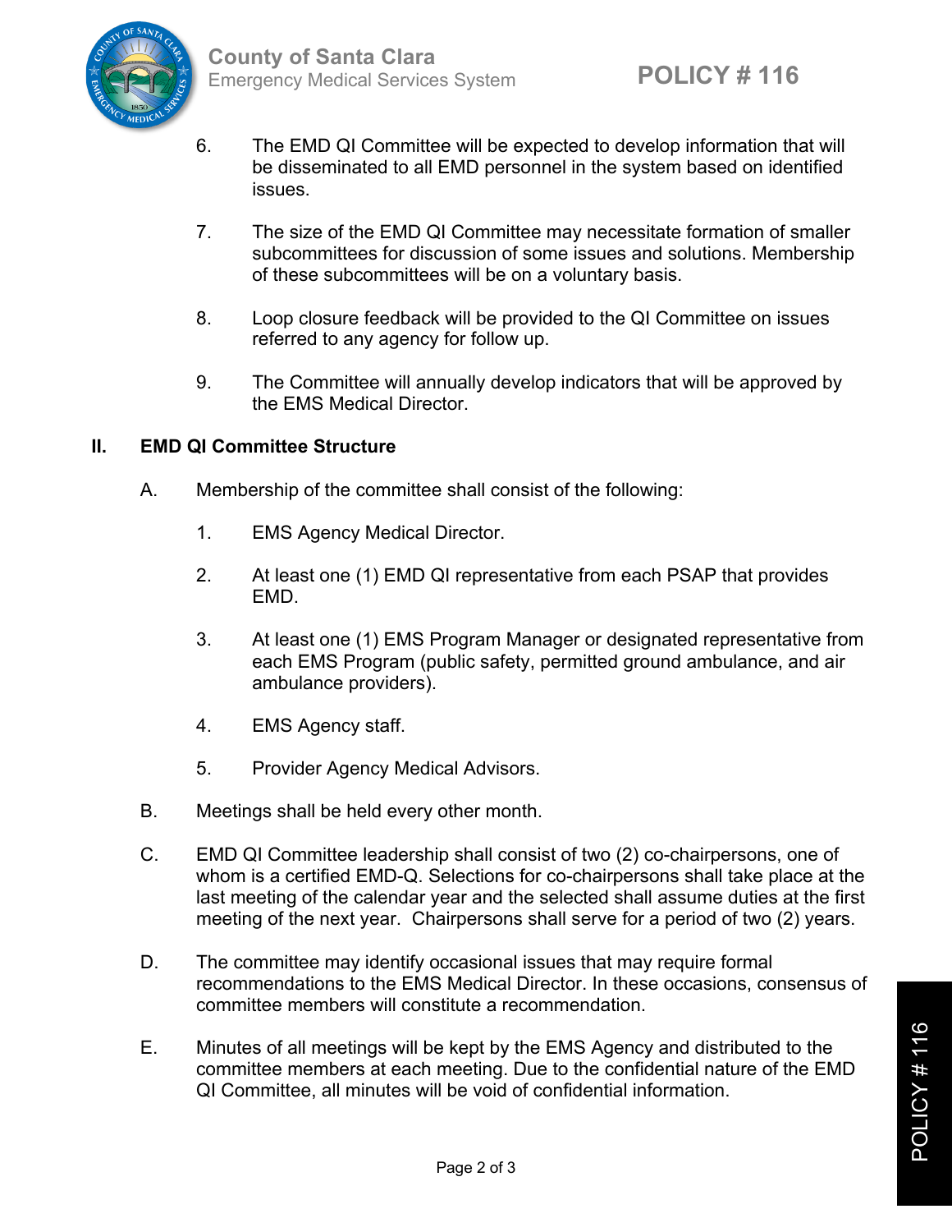6. The EMD QI Committee will be expected to develop information that will be disseminated to all EMD personnel in the system based on identified issues.

7. The size of the EMD QI Committee may necessitate formation of smaller subcommittees for discussion of some issues and solutions. Membership of these subcommittees will be on a voluntary basis.

8. Loop closure feedback will be provided to the QI Committee on issues referred to any agency for follow up.

9. The Committee will annually develop indicators that will be approved by the EMS Medical Director.

## II. EMD QI Committee Structure

A. Membership of the committee shall consist of the following:

   1. EMS Agency Medical Director.

   2. At least one (1) EMD QI representative from each PSAP that provides EMD.

   3. At least one (1) EMS Program Manager or designated representative from each EMS Program (public safety, permitted ground ambulance, and air ambulance providers).

   4. EMS Agency staff.

   5. Provider Agency Medical Advisors.

B. Meetings shall be held every other month.

C. EMD QI Committee leadership shall consist of two (2) co-chairpersons, one of whom is a certified EMD-Q. Selections for co-chairpersons shall take place at the last meeting of the calendar year and the selected shall assume duties at the first meeting of the next year. Chairpersons shall serve for a period of two (2) years.

D. The committee may identify occasional issues that may require formal recommendations to the EMS Medical Director. In these occasions, consensus of committee members will constitute a recommendation.

E. Minutes of all meetings will be kept by the EMS Agency and distributed to the committee members at each meeting. Due to the confidential nature of the EMD QI Committee, all minutes will be void of confidential information.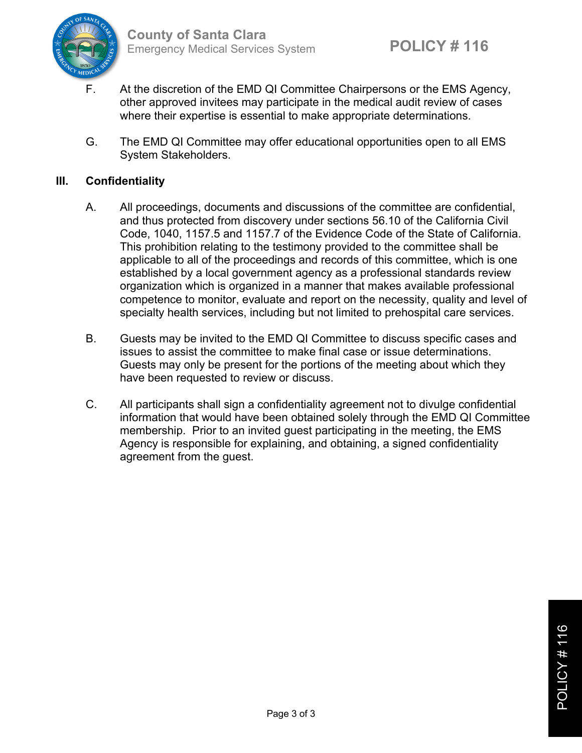F. At the discretion of the EMD QI Committee Chairpersons or the EMS Agency, other approved invitees may participate in the medical audit review of cases where their expertise is essential to make appropriate determinations.

G. The EMD QI Committee may offer educational opportunities open to all EMS System Stakeholders.

## III. Confidentiality

A. All proceedings, documents and discussions of the committee are confidential, and thus protected from discovery under sections 56.10 of the California Civil Code, 1040, 1157.5 and 1157.7 of the Evidence Code of the State of California. This prohibition relating to the testimony provided to the committee shall be applicable to all of the proceedings and records of this committee, which is one established by a local government agency as a professional standards review organization which is organized in a manner that makes available professional competence to monitor, evaluate and report on the necessity, quality and level of specialty health services, including but not limited to prehospital care services.

B. Guests may be invited to the EMD QI Committee to discuss specific cases and issues to assist the committee to make final case or issue determinations. Guests may only be present for the portions of the meeting about which they have been requested to review or discuss.

C. All participants shall sign a confidentiality agreement not to divulge confidential information that would have been obtained solely through the EMD QI Committee membership. Prior to an invited guest participating in the meeting, the EMS Agency is responsible for explaining, and obtaining, a signed confidentiality agreement from the guest.